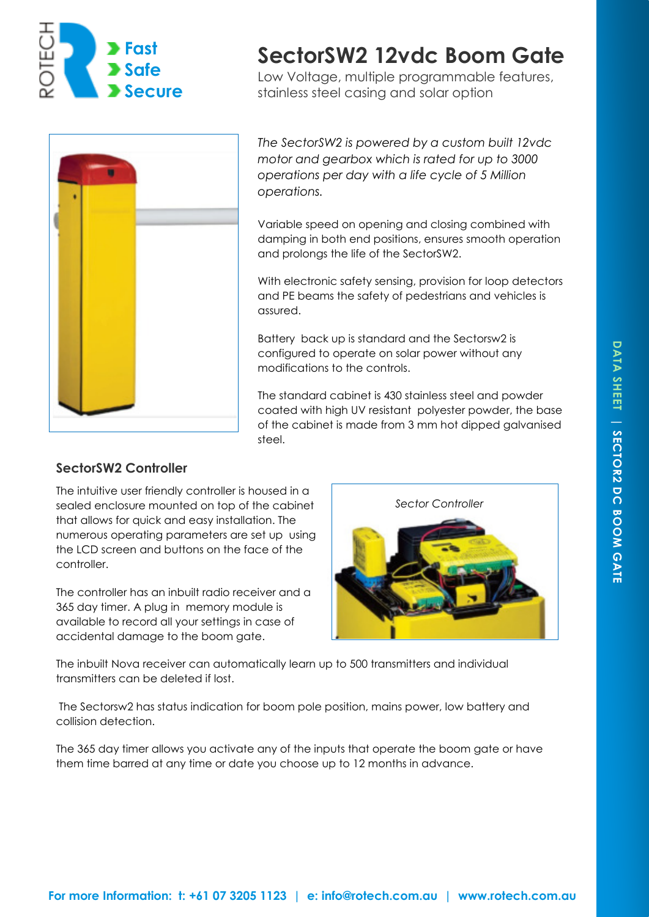ROTECH

- Fast
- Safe
- Secure

# SectorSW2 12vdc Boom Gate

Low Voltage, multiple programmable features, stainless steel casing and solar option

*The SectorSW2 is powered by a custom built 12vdc motor and gearbox which is rated for up to 3000 operations per day with a life cycle of 5 Million operations.*

Variable speed on opening and closing combined with damping in both end positions, ensures smooth operation and prolongs the life of the SectorSW2.

With electronic safety sensing, provision for loop detectors and PE beams the safety of pedestrians and vehicles is assured.

Battery back up is standard and the Sectorsw2 is configured to operate on solar power without any modifications to the controls.

The standard cabinet is 430 stainless steel and powder coated with high UV resistant polyester powder, the base of the cabinet is made from 3 mm hot dipped galvanised steel.

## SectorSW2 Controller

The intuitive user friendly controller is housed in a sealed enclosure mounted on top of the cabinet that allows for quick and easy installation. The numerous operating parameters are set up using the LCD screen and buttons on the face of the controller.

The controller has an inbuilt radio receiver and a 365 day timer. A plug in memory module is available to record all your settings in case of accidental damage to the boom gate.

*Sector Controller*

The inbuilt Nova receiver can automatically learn up to 500 transmitters and individual transmitters can be deleted if lost.

The Sectorsw2 has status indication for boom pole position, mains power, low battery and collision detection.

The 365 day timer allows you activate any of the inputs that operate the boom gate or have them time barred at any time or date you choose up to 12 months in advance.

**For more Information: t: +61 07 3205 1123 | e: info@rotech.com.au | www.rotech.com.au**

DATA SHEET | SECTOR2 DC BOOM GATE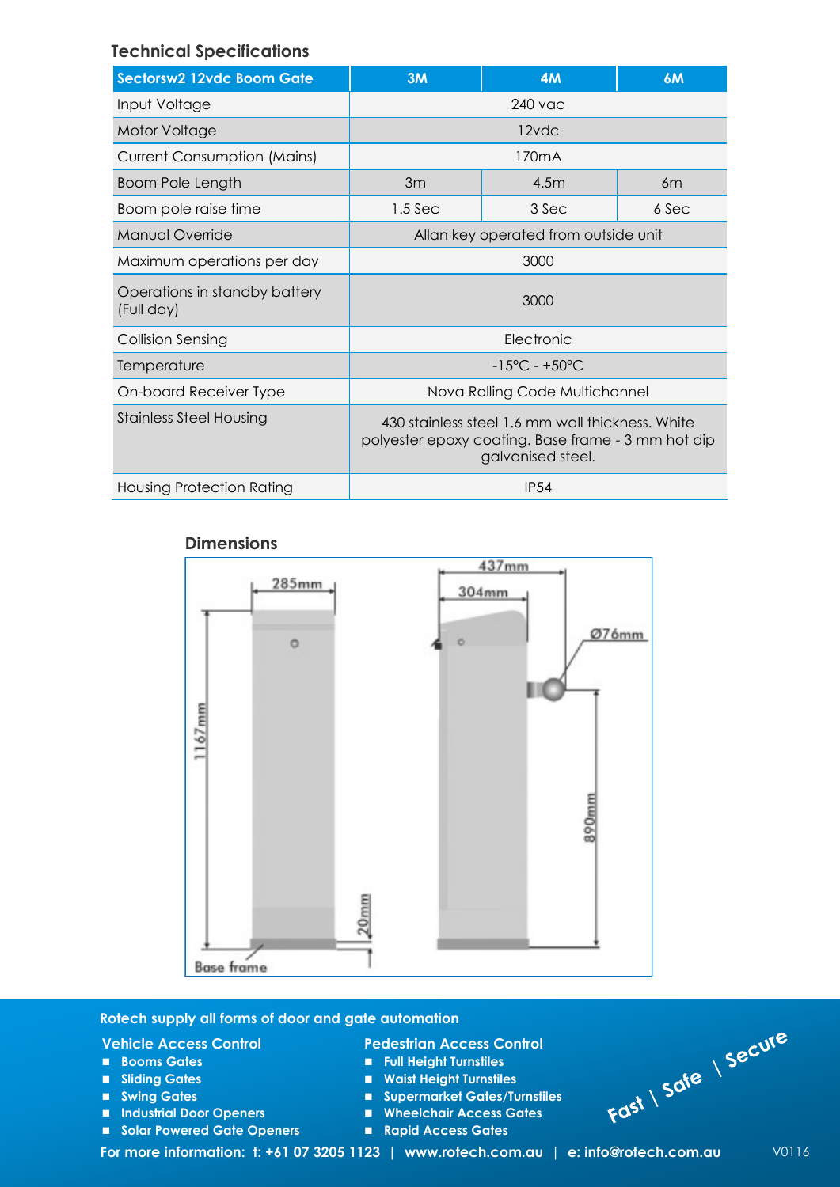## Technical Specifications

| Sectorsw2 12vdc Boom Gate | 3M | 4M | 6M |
|---|---|---|---|
| Input Voltage | 240 vac | | |
| Motor Voltage | 12vdc | | |
| Current Consumption (Mains) | 170mA | | |
| Boom Pole Length | 3m | 4.5m | 6m |
| Boom pole raise time | 1.5 Sec | 3 Sec | 6 Sec |
| Manual Override | Allan key operated from outside unit | | |
| Maximum operations per day | 3000 | | |
| Operations in standby battery (Full day) | 3000 | | |
| Collision Sensing | Electronic | | |
| Temperature | -15°C - +50°C | | |
| On-board Receiver Type | Nova Rolling Code Multichannel | | |
| Stainless Steel Housing | 430 stainless steel 1.6 mm wall thickness. White polyester epoxy coating. Base frame - 3 mm hot dip galvanised steel. | | |
| Housing Protection Rating | IP54 | | |

## Dimensions

285mm
1167mm
20mm
Base frame
437mm
304mm
Ø76mm
890mm

**Rotech supply all forms of door and gate automation**

**Vehicle Access Control**
- Booms Gates
- Sliding Gates
- Swing Gates
- Industrial Door Openers
- Solar Powered Gate Openers

**Pedestrian Access Control**
- Full Height Turnstiles
- Waist Height Turnstiles
- Supermarket Gates/Turnstiles
- Wheelchair Access Gates
- Rapid Access Gates

Fast | Safe | Secure

**For more information: t: +61 07 3205 1123 | www.rotech.com.au | e: info@rotech.com.au**

V0116